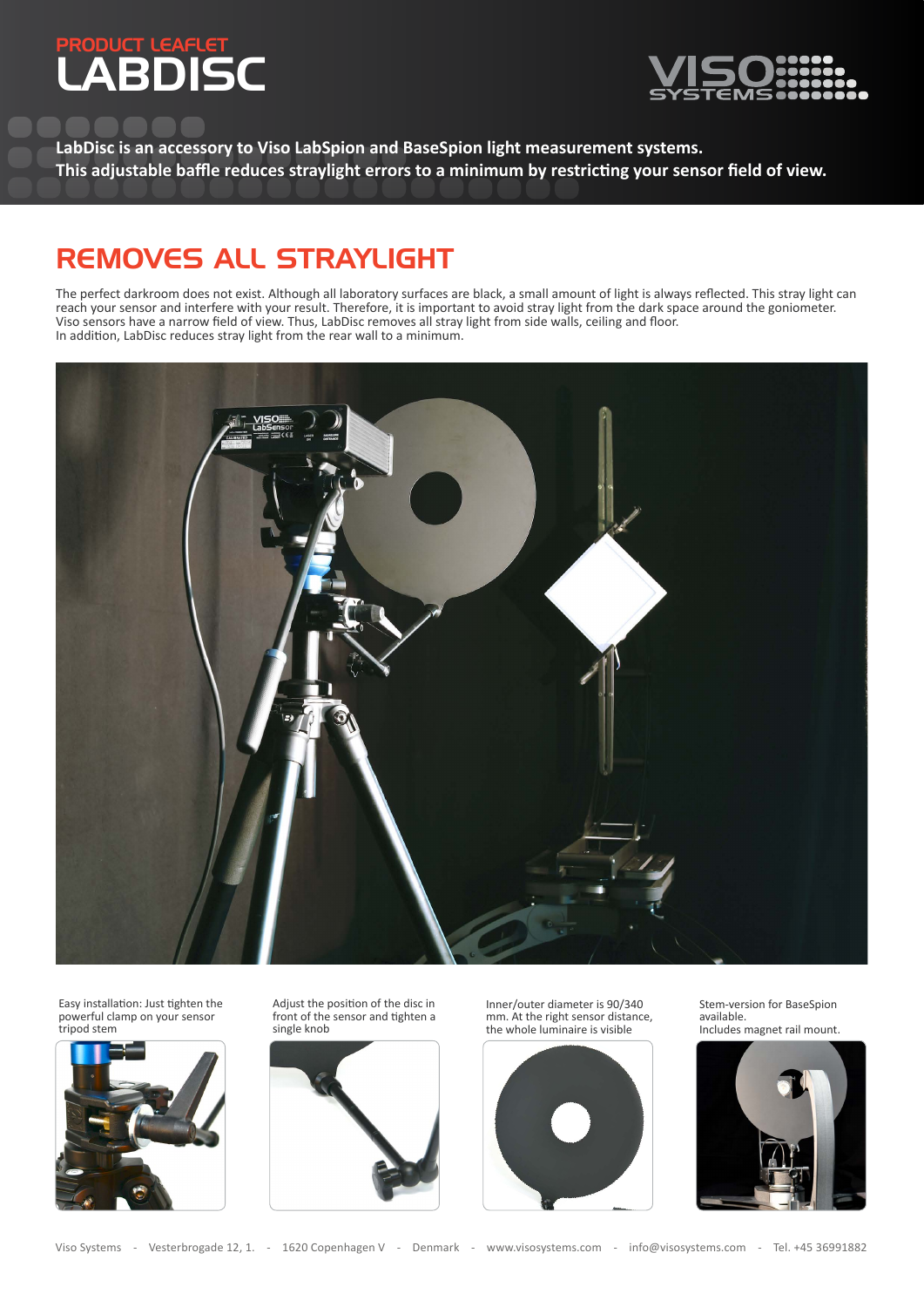PRODUCT LEAFLET

# LABDISC

**LabDisc is an accessory to Viso LabSpion and BaseSpion light measurement systems.**
**This adjustable baffle reduces straylight errors to a minimum by restricting your sensor field of view.**

## REMOVES ALL STRAYLIGHT

The perfect darkroom does not exist. Although all laboratory surfaces are black, a small amount of light is always reflected. This stray light can reach your sensor and interfere with your result. Therefore, it is important to avoid stray light from the dark space around the goniometer. Viso sensors have a narrow field of view. Thus, LabDisc removes all stray light from side walls, ceiling and floor.
In addition, LabDisc reduces stray light from the rear wall to a minimum.

Easy installation: Just tighten the powerful clamp on your sensor tripod stem

Adjust the position of the disc in front of the sensor and tighten a single knob

Inner/outer diameter is 90/340 mm. At the right sensor distance, the whole luminaire is visible

Stem-version for BaseSpion available.
Includes magnet rail mount.

Viso Systems - Vesterbrogade 12, 1. - 1620 Copenhagen V - Denmark - www.visosystems.com - info@visosystems.com - Tel. +45 36991882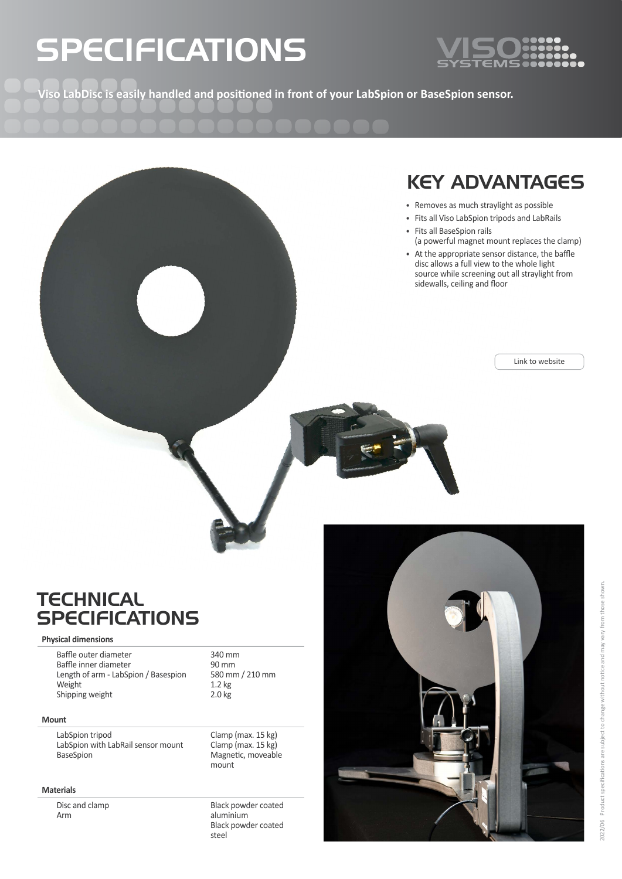# SPECIFICATIONS

Viso LabDisc is easily handled and positioned in front of your LabSpion or BaseSpion sensor.

## KEY ADVANTAGES

- Removes as much straylight as possible
- Fits all Viso LabSpion tripods and LabRails
- Fits all BaseSpion rails
  (a powerful magnet mount replaces the clamp)
- At the appropriate sensor distance, the baffle disc allows a full view to the whole light source while screening out all straylight from sidewalls, ceiling and floor

Link to website

## TECHNICAL SPECIFICATIONS

**Physical dimensions**

| | |
|---|---|
| Baffle outer diameter | 340 mm |
| Baffle inner diameter | 90 mm |
| Length of arm - LabSpion / Basespion | 580 mm / 210 mm |
| Weight | 1.2 kg |
| Shipping weight | 2.0 kg |

**Mount**

| | |
|---|---|
| LabSpion tripod | Clamp (max. 15 kg) |
| LabSpion with LabRail sensor mount | Clamp (max. 15 kg) |
| BaseSpion | Magnetic, moveable mount |

**Materials**

| | |
|---|---|
| Disc and clamp | Black powder coated aluminium |
| Arm | Black powder coated steel |

2022/06 Product specifications are subject to change without notice and may vary from those shown.